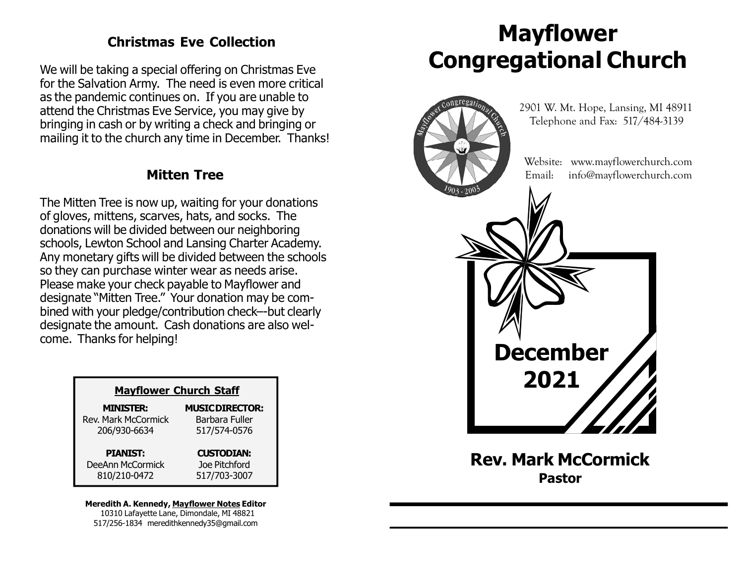## Christmas Eve Collection

We will be taking a special offering on Christmas Eve for the Salvation Army. The need is even more critical as the pandemic continues on. If you are unable to attend the Christmas Eve Service, you may give by bringing in cash or by writing a check and bringing or mailing it to the church any time in December. Thanks!

## Mitten Tree

The Mitten Tree is now up, waiting for your donations of gloves, mittens, scarves, hats, and socks. The donations will be divided between our neighboring schools, Lewton School and Lansing Charter Academy. Any monetary gifts will be divided between the schools so they can purchase winter wear as needs arise. Please make your check payable to Mayflower and designate "Mitten Tree." Your donation may be combined with your pledge/contribution check—but clearly designate the amount. Cash donations are also welcome. Thanks for helping!

**Mayflower Church Staff**

| **MINISTER:** | **MUSIC DIRECTOR:** |
| --- | --- |
| Rev. Mark McCormick | Barbara Fuller |
| 206/930-6634 | 517/574-0576 |
| **PIANIST:** | **CUSTODIAN:** |
| DeeAnn McCormick | Joe Pitchford |
| 810/210-0472 | 517/703-3007 |

**Meredith A. Kennedy, Mayflower Notes Editor**
10310 Lafayette Lane, Dimondale, MI 48821
517/256-1834 meredithkennedy35@gmail.com

# Mayflower Congregational Church

2901 W. Mt. Hope, Lansing, MI 48911
Telephone and Fax: 517/484-3139

Website: www.mayflowerchurch.com
Email: info@mayflowerchurch.com

# December 2021

## Rev. Mark McCormick
**Pastor**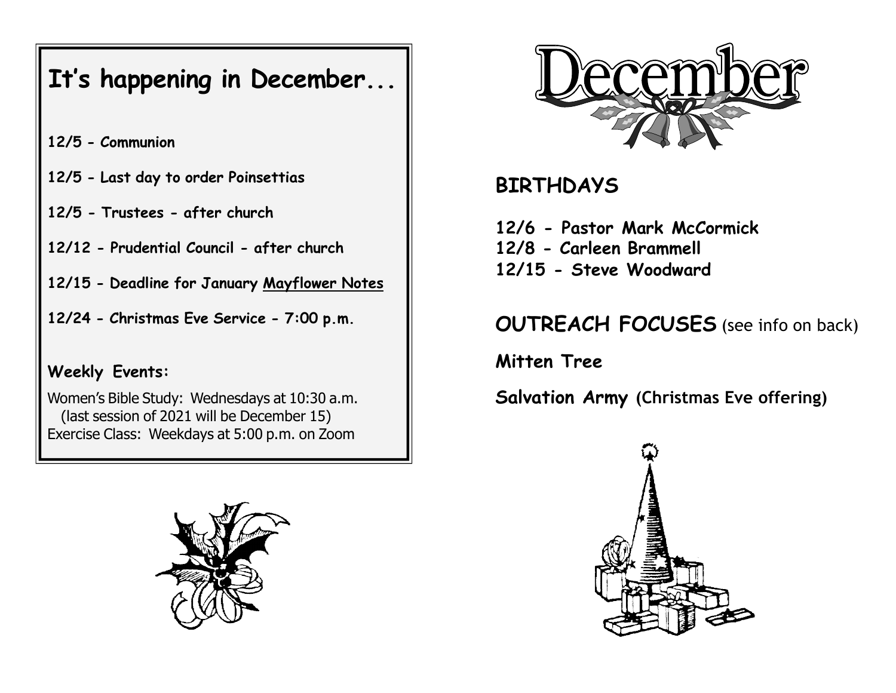## It's happening in December...

**12/5 - Communion**

**12/5 - Last day to order Poinsettias**

**12/5 - Trustees - after church**

**12/12 - Prudential Council - after church**

**12/15 - Deadline for January Mayflower Notes**

**12/24 - Christmas Eve Service - 7:00 p.m.**

### Weekly Events:

Women's Bible Study: Wednesdays at 10:30 a.m.
(last session of 2021 will be December 15)
Exercise Class: Weekdays at 5:00 p.m. on Zoom

# December

## BIRTHDAYS

**12/6 - Pastor Mark McCormick**
**12/8 - Carleen Brammell**
**12/15 - Steve Woodward**

## OUTREACH FOCUSES (see info on back)

**Mitten Tree**

**Salvation Army (Christmas Eve offering)**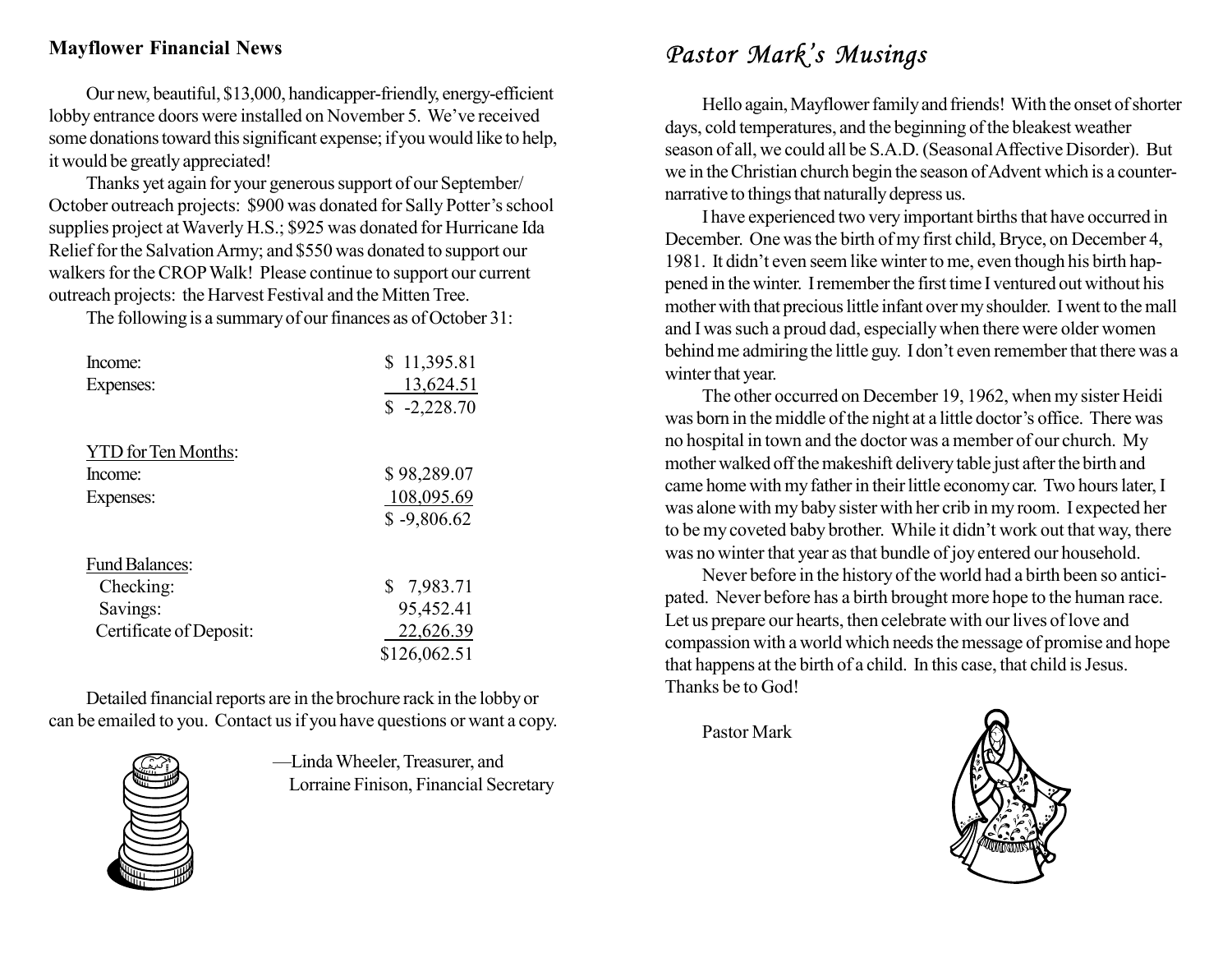## Mayflower Financial News

Our new, beautiful, $13,000, handicapper-friendly, energy-efficient lobby entrance doors were installed on November 5. We've received some donations toward this significant expense; if you would like to help, it would be greatly appreciated!

Thanks yet again for your generous support of our September/October outreach projects: $900 was donated for Sally Potter's school supplies project at Waverly H.S.; $925 was donated for Hurricane Ida Relief for the Salvation Army; and $550 was donated to support our walkers for the CROP Walk! Please continue to support our current outreach projects: the Harvest Festival and the Mitten Tree.

The following is a summary of our finances as of October 31:

| | |
|---|---|
| Income: | $ 11,395.81 |
| Expenses: | 13,624.51 |
| | $ -2,228.70 |
| **YTD for Ten Months:** | |
| Income: | $ 98,289.07 |
| Expenses: | 108,095.69 |
| | $ -9,806.62 |
| **Fund Balances:** | |
| Checking: | $ 7,983.71 |
| Savings: | 95,452.41 |
| Certificate of Deposit: | 22,626.39 |
| | $126,062.51 |

Detailed financial reports are in the brochure rack in the lobby or can be emailed to you. Contact us if you have questions or want a copy.

—Linda Wheeler, Treasurer, and
Lorraine Finison, Financial Secretary

## *Pastor Mark's Musings*

Hello again, Mayflower family and friends! With the onset of shorter days, cold temperatures, and the beginning of the bleakest weather season of all, we could all be S.A.D. (Seasonal Affective Disorder). But we in the Christian church begin the season of Advent which is a counter-narrative to things that naturally depress us.

I have experienced two very important births that have occurred in December. One was the birth of my first child, Bryce, on December 4, 1981. It didn't even seem like winter to me, even though his birth happened in the winter. I remember the first time I ventured out without his mother with that precious little infant over my shoulder. I went to the mall and I was such a proud dad, especially when there were older women behind me admiring the little guy. I don't even remember that there was a winter that year.

The other occurred on December 19, 1962, when my sister Heidi was born in the middle of the night at a little doctor's office. There was no hospital in town and the doctor was a member of our church. My mother walked off the makeshift delivery table just after the birth and came home with my father in their little economy car. Two hours later, I was alone with my baby sister with her crib in my room. I expected her to be my coveted baby brother. While it didn't work out that way, there was no winter that year as that bundle of joy entered our household.

Never before in the history of the world had a birth been so anticipated. Never before has a birth brought more hope to the human race. Let us prepare our hearts, then celebrate with our lives of love and compassion with a world which needs the message of promise and hope that happens at the birth of a child. In this case, that child is Jesus. Thanks be to God!

Pastor Mark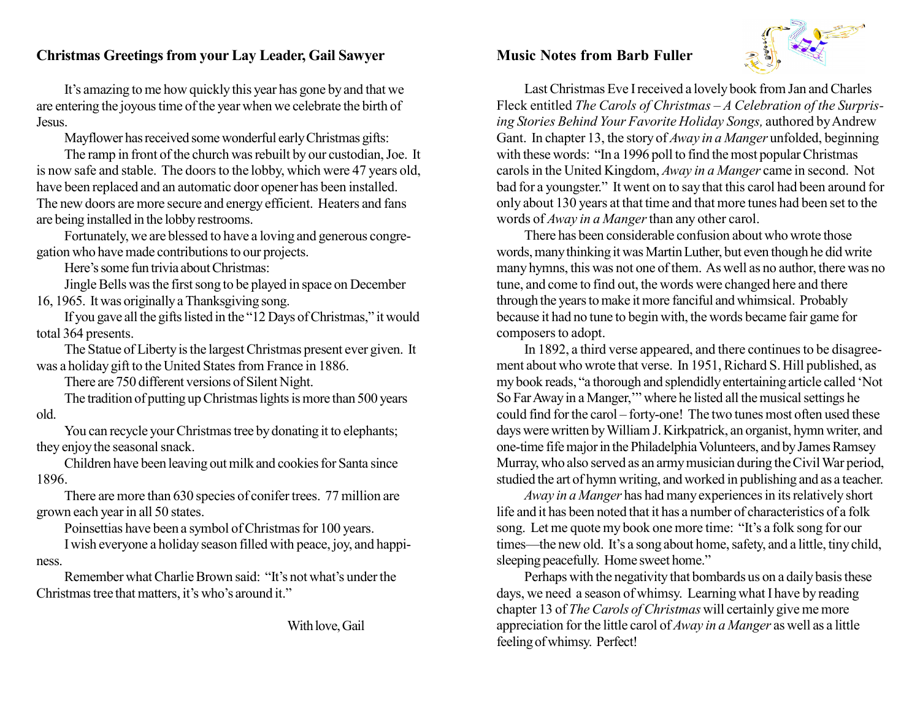## Christmas Greetings from your Lay Leader, Gail Sawyer

It's amazing to me how quickly this year has gone by and that we are entering the joyous time of the year when we celebrate the birth of Jesus.

Mayflower has received some wonderful early Christmas gifts:

The ramp in front of the church was rebuilt by our custodian, Joe. It is now safe and stable. The doors to the lobby, which were 47 years old, have been replaced and an automatic door opener has been installed. The new doors are more secure and energy efficient. Heaters and fans are being installed in the lobby restrooms.

Fortunately, we are blessed to have a loving and generous congregation who have made contributions to our projects.

Here's some fun trivia about Christmas:

Jingle Bells was the first song to be played in space on December 16, 1965. It was originally a Thanksgiving song.

If you gave all the gifts listed in the "12 Days of Christmas," it would total 364 presents.

The Statue of Liberty is the largest Christmas present ever given. It was a holiday gift to the United States from France in 1886.

There are 750 different versions of Silent Night.

The tradition of putting up Christmas lights is more than 500 years old.

You can recycle your Christmas tree by donating it to elephants; they enjoy the seasonal snack.

Children have been leaving out milk and cookies for Santa since 1896.

There are more than 630 species of conifer trees. 77 million are grown each year in all 50 states.

Poinsettias have been a symbol of Christmas for 100 years.

I wish everyone a holiday season filled with peace, joy, and happiness.

Remember what Charlie Brown said: "It's not what's under the Christmas tree that matters, it's who's around it."

With love, Gail

## Music Notes from Barb Fuller

Last Christmas Eve I received a lovely book from Jan and Charles Fleck entitled *The Carols of Christmas – A Celebration of the Surprising Stories Behind Your Favorite Holiday Songs,* authored by Andrew Gant. In chapter 13, the story of *Away in a Manger* unfolded, beginning with these words: "In a 1996 poll to find the most popular Christmas carols in the United Kingdom, *Away in a Manger* came in second. Not bad for a youngster." It went on to say that this carol had been around for only about 130 years at that time and that more tunes had been set to the words of *Away in a Manger* than any other carol.

There has been considerable confusion about who wrote those words, many thinking it was Martin Luther, but even though he did write many hymns, this was not one of them. As well as no author, there was no tune, and come to find out, the words were changed here and there through the years to make it more fanciful and whimsical. Probably because it had no tune to begin with, the words became fair game for composers to adopt.

In 1892, a third verse appeared, and there continues to be disagreement about who wrote that verse. In 1951, Richard S. Hill published, as my book reads, "a thorough and splendidly entertaining article called 'Not So Far Away in a Manger,'" where he listed all the musical settings he could find for the carol – forty-one! The two tunes most often used these days were written by William J. Kirkpatrick, an organist, hymn writer, and one-time fife major in the Philadelphia Volunteers, and by James Ramsey Murray, who also served as an army musician during the Civil War period, studied the art of hymn writing, and worked in publishing and as a teacher.

*Away in a Manger* has had many experiences in its relatively short life and it has been noted that it has a number of characteristics of a folk song. Let me quote my book one more time: "It's a folk song for our times—the new old. It's a song about home, safety, and a little, tiny child, sleeping peacefully. Home sweet home."

Perhaps with the negativity that bombards us on a daily basis these days, we need a season of whimsy. Learning what I have by reading chapter 13 of *The Carols of Christmas* will certainly give me more appreciation for the little carol of *Away in a Manger* as well as a little feeling of whimsy. Perfect!